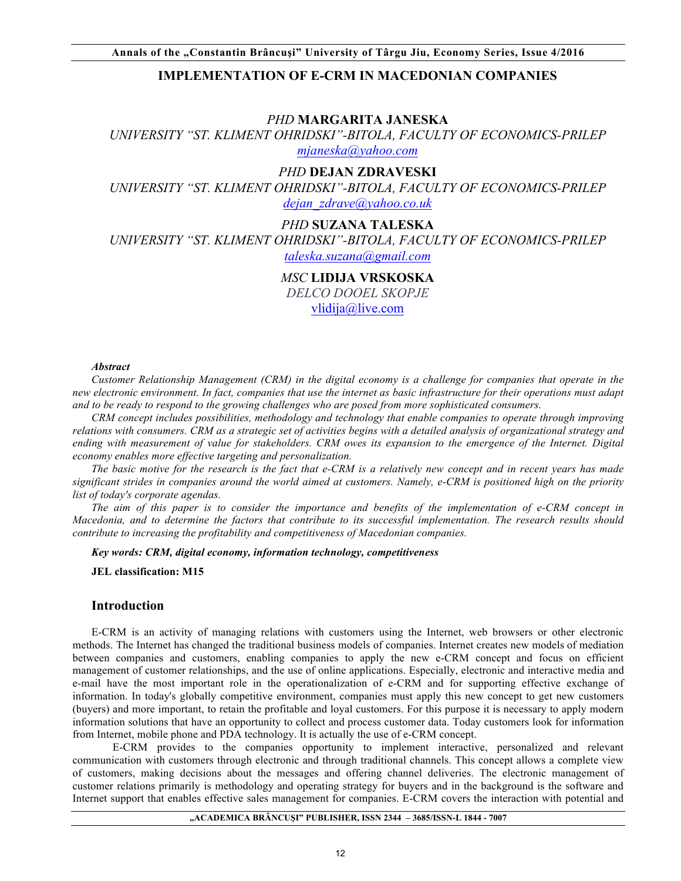# IMPLEMENTATION OF E-CRM IN MACEDONIAN COMPANIES

*PHD* **MARGARITA JANESKA**
*UNIVERSITY "ST. KLIMENT OHRIDSKI"-BITOLA, FACULTY OF ECONOMICS-PRILEP*
mjaneska@yahoo.com

*PHD* **DEJAN ZDRAVESKI**
*UNIVERSITY "ST. KLIMENT OHRIDSKI"-BITOLA, FACULTY OF ECONOMICS-PRILEP*
dejan_zdrave@yahoo.co.uk

*PHD* **SUZANA TALESKA**
*UNIVERSITY "ST. KLIMENT OHRIDSKI"-BITOLA, FACULTY OF ECONOMICS-PRILEP*
taleska.suzana@gmail.com

*MSC* **LIDIJA VRSKOSKA**
*DELCO DOOEL SKOPJE*
vlidija@live.com

***Abstract***

*Customer Relationship Management (CRM) in the digital economy is a challenge for companies that operate in the new electronic environment. In fact, companies that use the internet as basic infrastructure for their operations must adapt and to be ready to respond to the growing challenges who are posed from more sophisticated consumers.*

*CRM concept includes possibilities, methodology and technology that enable companies to operate through improving relations with consumers. CRM as a strategic set of activities begins with a detailed analysis of organizational strategy and ending with measurement of value for stakeholders. CRM owes its expansion to the emergence of the Internet. Digital economy enables more effective targeting and personalization.*

*The basic motive for the research is the fact that e-CRM is a relatively new concept and in recent years has made significant strides in companies around the world aimed at customers. Namely, e-CRM is positioned high on the priority list of today's corporate agendas.*

*The aim of this paper is to consider the importance and benefits of the implementation of e-CRM concept in Macedonia, and to determine the factors that contribute to its successful implementation. The research results should contribute to increasing the profitability and competitiveness of Macedonian companies.*

***Key words: CRM, digital economy, information technology, competitiveness***

**JEL classification: M15**

## Introduction

E-CRM is an activity of managing relations with customers using the Internet, web browsers or other electronic methods. The Internet has changed the traditional business models of companies. Internet creates new models of mediation between companies and customers, enabling companies to apply the new e-CRM concept and focus on efficient management of customer relationships, and the use of online applications. Especially, electronic and interactive media and e-mail have the most important role in the operationalization of e-CRM and for supporting effective exchange of information. In today's globally competitive environment, companies must apply this new concept to get new customers (buyers) and more important, to retain the profitable and loyal customers. For this purpose it is necessary to apply modern information solutions that have an opportunity to collect and process customer data. Today customers look for information from Internet, mobile phone and PDA technology. It is actually the use of e-CRM concept.

E-CRM provides to the companies opportunity to implement interactive, personalized and relevant communication with customers through electronic and through traditional channels. This concept allows a complete view of customers, making decisions about the messages and offering channel deliveries. The electronic management of customer relations primarily is methodology and operating strategy for buyers and in the background is the software and Internet support that enables effective sales management for companies. E-CRM covers the interaction with potential and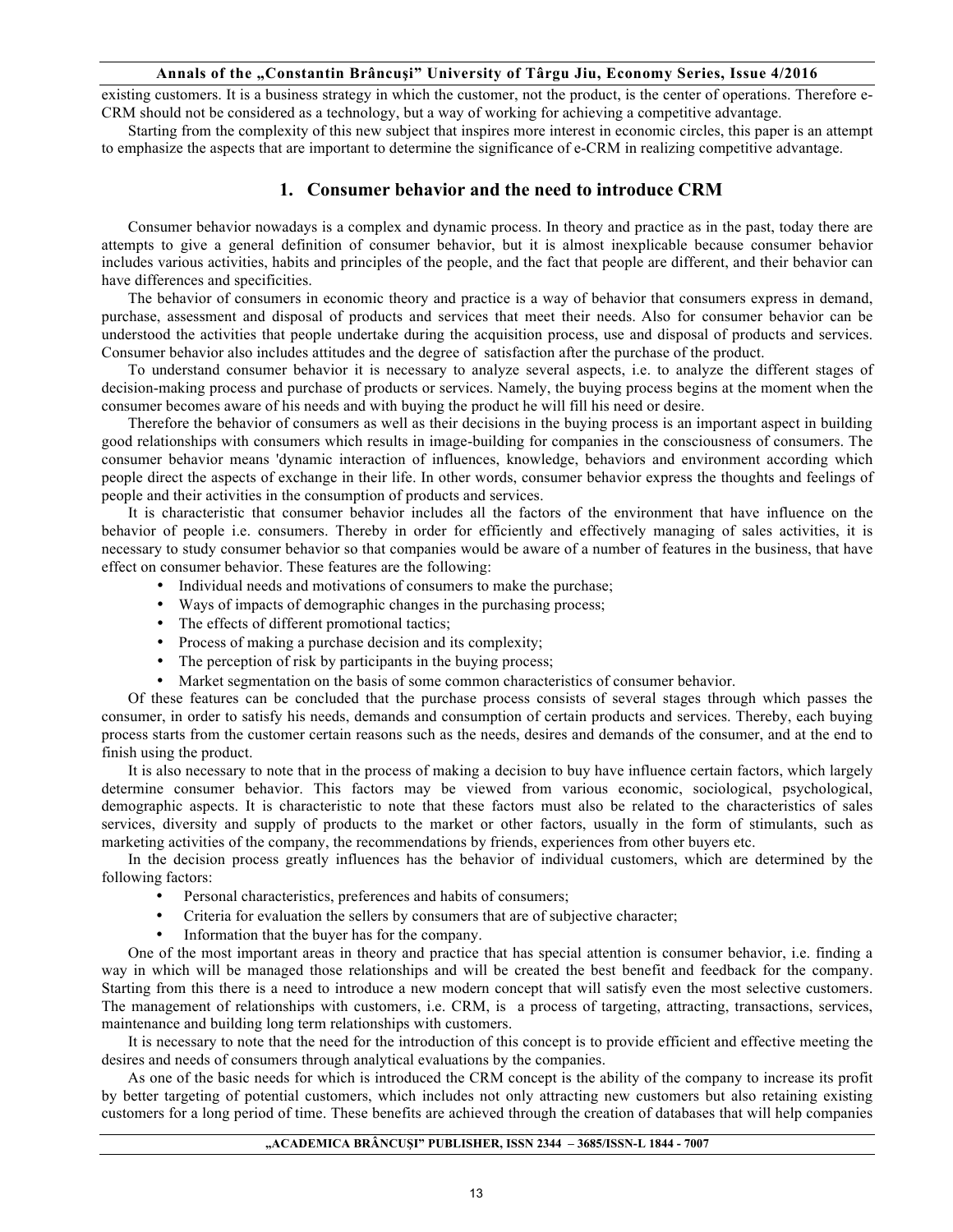existing customers. It is a business strategy in which the customer, not the product, is the center of operations. Therefore e-CRM should not be considered as a technology, but a way of working for achieving a competitive advantage.

Starting from the complexity of this new subject that inspires more interest in economic circles, this paper is an attempt to emphasize the aspects that are important to determine the significance of e-CRM in realizing competitive advantage.

## 1. Consumer behavior and the need to introduce CRM

Consumer behavior nowadays is a complex and dynamic process. In theory and practice as in the past, today there are attempts to give a general definition of consumer behavior, but it is almost inexplicable because consumer behavior includes various activities, habits and principles of the people, and the fact that people are different, and their behavior can have differences and specificities.

The behavior of consumers in economic theory and practice is a way of behavior that consumers express in demand, purchase, assessment and disposal of products and services that meet their needs. Also for consumer behavior can be understood the activities that people undertake during the acquisition process, use and disposal of products and services. Consumer behavior also includes attitudes and the degree of satisfaction after the purchase of the product.

To understand consumer behavior it is necessary to analyze several aspects, i.e. to analyze the different stages of decision-making process and purchase of products or services. Namely, the buying process begins at the moment when the consumer becomes aware of his needs and with buying the product he will fill his need or desire.

Therefore the behavior of consumers as well as their decisions in the buying process is an important aspect in building good relationships with consumers which results in image-building for companies in the consciousness of consumers. The consumer behavior means 'dynamic interaction of influences, knowledge, behaviors and environment according which people direct the aspects of exchange in their life. In other words, consumer behavior express the thoughts and feelings of people and their activities in the consumption of products and services.

It is characteristic that consumer behavior includes all the factors of the environment that have influence on the behavior of people i.e. consumers. Thereby in order for efficiently and effectively managing of sales activities, it is necessary to study consumer behavior so that companies would be aware of a number of features in the business, that have effect on consumer behavior. These features are the following:

- Individual needs and motivations of consumers to make the purchase;
- Ways of impacts of demographic changes in the purchasing process;
- The effects of different promotional tactics;
- Process of making a purchase decision and its complexity;
- The perception of risk by participants in the buying process;
- Market segmentation on the basis of some common characteristics of consumer behavior.

Of these features can be concluded that the purchase process consists of several stages through which passes the consumer, in order to satisfy his needs, demands and consumption of certain products and services. Thereby, each buying process starts from the customer certain reasons such as the needs, desires and demands of the consumer, and at the end to finish using the product.

It is also necessary to note that in the process of making a decision to buy have influence certain factors, which largely determine consumer behavior. This factors may be viewed from various economic, sociological, psychological, demographic aspects. It is characteristic to note that these factors must also be related to the characteristics of sales services, diversity and supply of products to the market or other factors, usually in the form of stimulants, such as marketing activities of the company, the recommendations by friends, experiences from other buyers etc.

In the decision process greatly influences has the behavior of individual customers, which are determined by the following factors:

- Personal characteristics, preferences and habits of consumers;
- Criteria for evaluation the sellers by consumers that are of subjective character;
- Information that the buyer has for the company.

One of the most important areas in theory and practice that has special attention is consumer behavior, i.e. finding a way in which will be managed those relationships and will be created the best benefit and feedback for the company. Starting from this there is a need to introduce a new modern concept that will satisfy even the most selective customers. The management of relationships with customers, i.e. CRM, is a process of targeting, attracting, transactions, services, maintenance and building long term relationships with customers.

It is necessary to note that the need for the introduction of this concept is to provide efficient and effective meeting the desires and needs of consumers through analytical evaluations by the companies.

As one of the basic needs for which is introduced the CRM concept is the ability of the company to increase its profit by better targeting of potential customers, which includes not only attracting new customers but also retaining existing customers for a long period of time. These benefits are achieved through the creation of databases that will helps companies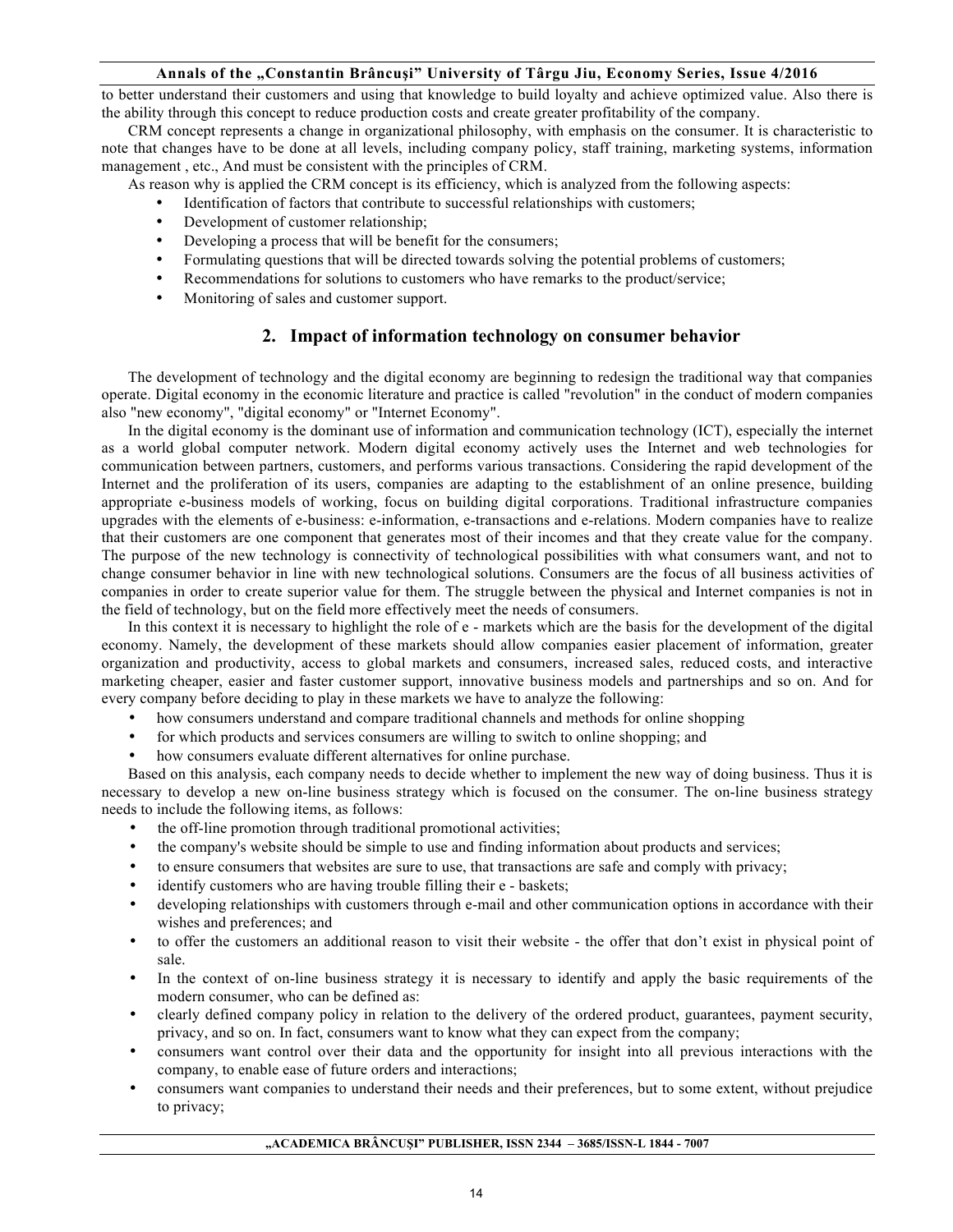to better understand their customers and using that knowledge to build loyalty and achieve optimized value. Also there is the ability through this concept to reduce production costs and create greater profitability of the company.

CRM concept represents a change in organizational philosophy, with emphasis on the consumer. It is characteristic to note that changes have to be done at all levels, including company policy, staff training, marketing systems, information management , etc., And must be consistent with the principles of CRM.

As reason why is applied the CRM concept is its efficiency, which is analyzed from the following aspects:

- Identification of factors that contribute to successful relationships with customers;
- Development of customer relationship;
- Developing a process that will be benefit for the consumers;
- Formulating questions that will be directed towards solving the potential problems of customers;
- Recommendations for solutions to customers who have remarks to the product/service;
- Monitoring of sales and customer support.

## 2. Impact of information technology on consumer behavior

The development of technology and the digital economy are beginning to redesign the traditional way that companies operate. Digital economy in the economic literature and practice is called "revolution" in the conduct of modern companies also "new economy", "digital economy" or "Internet Economy".

In the digital economy is the dominant use of information and communication technology (ICT), especially the internet as a world global computer network. Modern digital economy actively uses the Internet and web technologies for communication between partners, customers, and performs various transactions. Considering the rapid development of the Internet and the proliferation of its users, companies are adapting to the establishment of an online presence, building appropriate e-business models of working, focus on building digital corporations. Traditional infrastructure companies upgrades with the elements of e-business: e-information, e-transactions and e-relations. Modern companies have to realize that their customers are one component that generates most of their incomes and that they create value for the company. The purpose of the new technology is connectivity of technological possibilities with what consumers want, and not to change consumer behavior in line with new technological solutions. Consumers are the focus of all business activities of companies in order to create superior value for them. The struggle between the physical and Internet companies is not in the field of technology, but on the field more effectively meet the needs of consumers.

In this context it is necessary to highlight the role of e - markets which are the basis for the development of the digital economy. Namely, the development of these markets should allow companies easier placement of information, greater organization and productivity, access to global markets and consumers, increased sales, reduced costs, and interactive marketing cheaper, easier and faster customer support, innovative business models and partnerships and so on. And for every company before deciding to play in these markets we have to analyze the following:

- how consumers understand and compare traditional channels and methods for online shopping
- for which products and services consumers are willing to switch to online shopping; and
- how consumers evaluate different alternatives for online purchase.

Based on this analysis, each company needs to decide whether to implement the new way of doing business. Thus it is necessary to develop a new on-line business strategy which is focused on the consumer. The on-line business strategy needs to include the following items, as follows:

- the off-line promotion through traditional promotional activities;
- the company's website should be simple to use and finding information about products and services;
- to ensure consumers that websites are sure to use, that transactions are safe and comply with privacy;
- identify customers who are having trouble filling their e - baskets;
- developing relationships with customers through e-mail and other communication options in accordance with their wishes and preferences; and
- to offer the customers an additional reason to visit their website - the offer that don't exist in physical point of sale.
- In the context of on-line business strategy it is necessary to identify and apply the basic requirements of the modern consumer, who can be defined as:
- clearly defined company policy in relation to the delivery of the ordered product, guarantees, payment security, privacy, and so on. In fact, consumers want to know what they can expect from the company;
- consumers want control over their data and the opportunity for insight into all previous interactions with the company, to enable ease of future orders and interactions;
- consumers want companies to understand their needs and their preferences, but to some extent, without prejudice to privacy;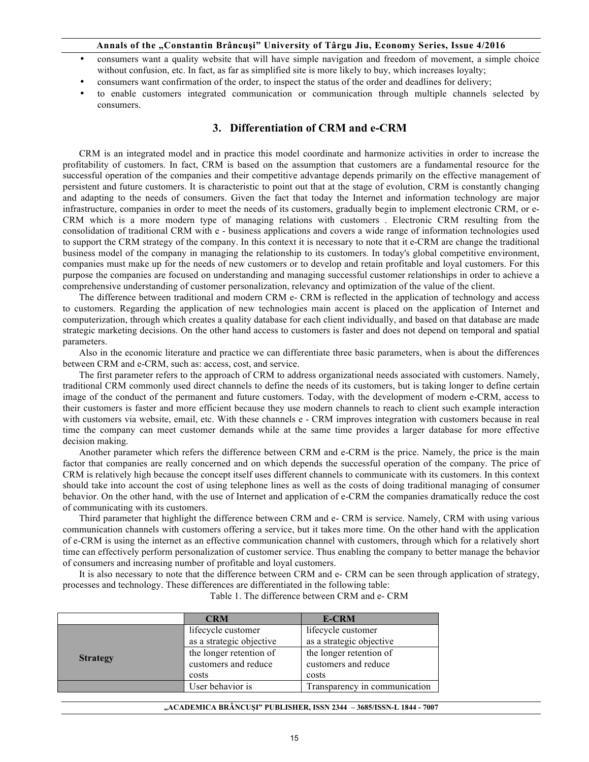- consumers want a quality website that will have simple navigation and freedom of movement, a simple choice without confusion, etc. In fact, as far as simplified site is more likely to buy, which increases loyalty;
- consumers want confirmation of the order, to inspect the status of the order and deadlines for delivery;
- to enable customers integrated communication or communication through multiple channels selected by consumers.

## 3. Differentiation of CRM and e-CRM

CRM is an integrated model and in practice this model coordinate and harmonize activities in order to increase the profitability of customers. In fact, CRM is based on the assumption that customers are a fundamental resource for the successful operation of the companies and their competitive advantage depends primarily on the effective management of persistent and future customers. It is characteristic to point out that at the stage of evolution, CRM is constantly changing and adapting to the needs of consumers. Given the fact that today the Internet and information technology are major infrastructure, companies in order to meet the needs of its customers, gradually begin to implement electronic CRM, or e-CRM which is a more modern type of managing relations with customers . Electronic CRM resulting from the consolidation of traditional CRM with e - business applications and covers a wide range of information technologies used to support the CRM strategy of the company. In this context it is necessary to note that it e-CRM are change the traditional business model of the company in managing the relationship to its customers. In today's global competitive environment, companies must make up for the needs of new customers or to develop and retain profitable and loyal customers. For this purpose the companies are focused on understanding and managing successful customer relationships in order to achieve a comprehensive understanding of customer personalization, relevancy and optimization of the value of the client.

The difference between traditional and modern CRM e- CRM is reflected in the application of technology and access to customers. Regarding the application of new technologies main accent is placed on the application of Internet and computerization, through which creates a quality database for each client individually, and based on that database are made strategic marketing decisions. On the other hand access to customers is faster and does not depend on temporal and spatial parameters.

Also in the economic literature and practice we can differentiate three basic parameters, when is about the differences between CRM and e-CRM, such as: access, cost, and service.

The first parameter refers to the approach of CRM to address organizational needs associated with customers. Namely, traditional CRM commonly used direct channels to define the needs of its customers, but is taking longer to define certain image of the conduct of the permanent and future customers. Today, with the development of modern e-CRM, access to their customers is faster and more efficient because they use modern channels to reach to client such example interaction with customers via website, email, etc. With these channels e - CRM improves integration with customers because in real time the company can meet customer demands while at the same time provides a larger database for more effective decision making.

Another parameter which refers the difference between CRM and e-CRM is the price. Namely, the price is the main factor that companies are really concerned and on which depends the successful operation of the company. The price of CRM is relatively high because the concept itself uses different channels to communicate with its customers. In this context should take into account the cost of using telephone lines as well as the costs of doing traditional managing of consumer behavior. On the other hand, with the use of Internet and application of e-CRM the companies dramatically reduce the cost of communicating with its customers.

Third parameter that highlight the difference between CRM and e- CRM is service. Namely, CRM with using various communication channels with customers offering a service, but it takes more time. On the other hand with the application of e-CRM is using the internet as an effective communication channel with customers, through which for a relatively short time can effectively perform personalization of customer service. Thus enabling the company to better manage the behavior of consumers and increasing number of profitable and loyal customers.

It is also necessary to note that the difference between CRM and e- CRM can be seen through application of strategy, processes and technology. These differences are differentiated in the following table:

Table 1. The difference between CRM and e- CRM

| | CRM | E-CRM |
|---|---|---|
| Strategy | lifecycle customer as a strategic objective | lifecycle customer as a strategic objective |
| | the longer retention of customers and reduce costs | the longer retention of customers and reduce costs |
| | User behavior is | Transparency in communication |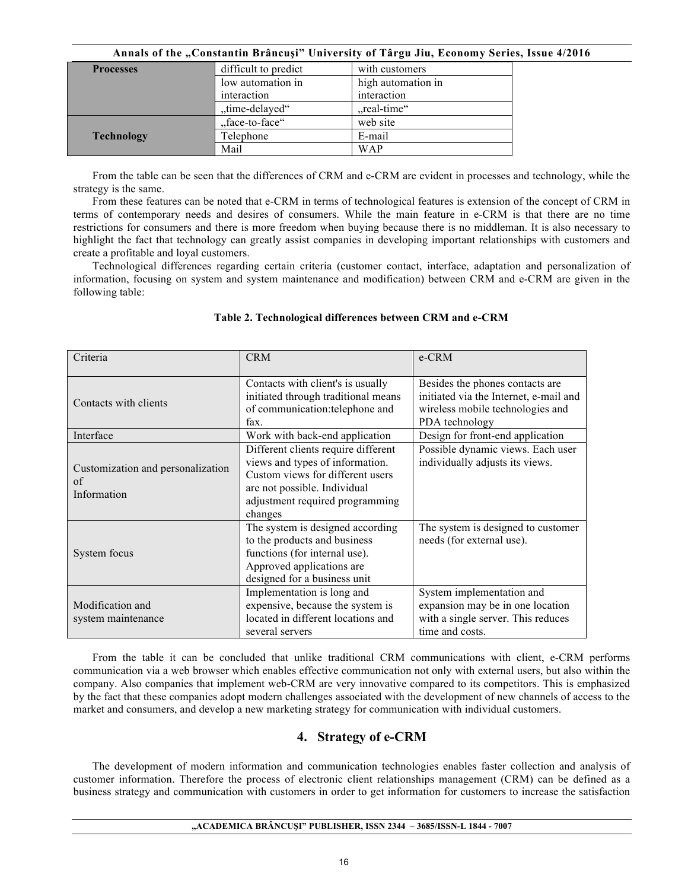| Processes | difficult to predict | with customers |
|---|---|---|
| | low automation in interaction | high automation in interaction |
| | „time-delayed“ | „real-time“ |
| Technology | „face-to-face“ | web site |
| | Telephone | E-mail |
| | Mail | WAP |

From the table can be seen that the differences of CRM and e-CRM are evident in processes and technology, while the strategy is the same.

From these features can be noted that e-CRM in terms of technological features is extension of the concept of CRM in terms of contemporary needs and desires of consumers. While the main feature in e-CRM is that there are no time restrictions for consumers and there is more freedom when buying because there is no middleman. It is also necessary to highlight the fact that technology can greatly assist companies in developing important relationships with customers and create a profitable and loyal customers.

Technological differences regarding certain criteria (customer contact, interface, adaptation and personalization of information, focusing on system and system maintenance and modification) between CRM and e-CRM are given in the following table:

**Table 2. Technological differences between CRM and e-CRM**

| Criteria | CRM | e-CRM |
|---|---|---|
| Contacts with clients | Contacts with client's is usually initiated through traditional means of communication:telephone and fax. | Besides the phones contacts are initiated via the Internet, e-mail and wireless mobile technologies and PDA technology |
| Interface | Work with back-end application | Design for front-end application |
| Customization and personalization of Information | Different clients require different views and types of information. Custom views for different users are not possible. Individual adjustment required programming changes | Possible dynamic views. Each user individually adjusts its views. |
| System focus | The system is designed according to the products and business functions (for internal use). Approved applications are designed for a business unit | The system is designed to customer needs (for external use). |
| Modification and system maintenance | Implementation is long and expensive, because the system is located in different locations and several servers | System implementation and expansion may be in one location with a single server. This reduces time and costs. |

From the table it can be concluded that unlike traditional CRM communications with client, e-CRM performs communication via a web browser which enables effective communication not only with external users, but also within the company. Also companies that implement web-CRM are very innovative compared to its competitors. This is emphasized by the fact that these companies adopt modern challenges associated with the development of new channels of access to the market and consumers, and develop a new marketing strategy for communication with individual customers.

## 4. Strategy of e-CRM

The development of modern information and communication technologies enables faster collection and analysis of customer information. Therefore the process of electronic client relationships management (CRM) can be defined as a business strategy and communication with customers in order to get information for customers to increase the satisfaction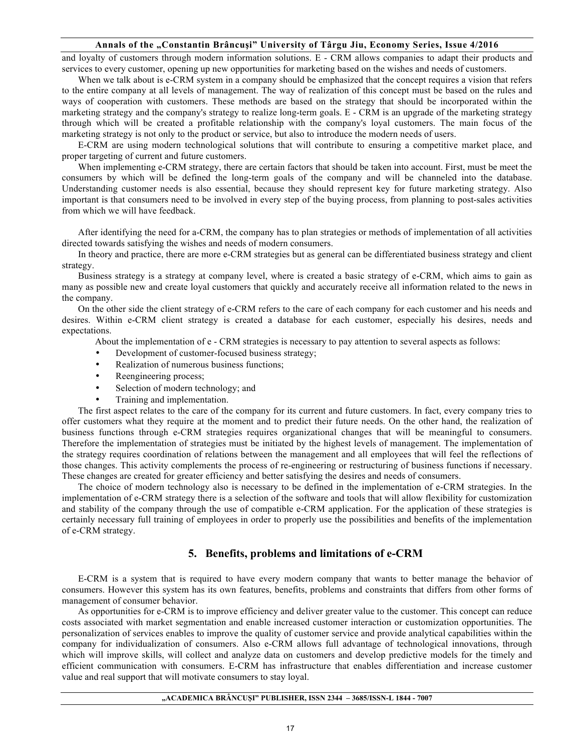and loyalty of customers through modern information solutions. E - CRM allows companies to adapt their products and services to every customer, opening up new opportunities for marketing based on the wishes and needs of customers.

When we talk about is e-CRM system in a company should be emphasized that the concept requires a vision that refers to the entire company at all levels of management. The way of realization of this concept must be based on the rules and ways of cooperation with customers. These methods are based on the strategy that should be incorporated within the marketing strategy and the company's strategy to realize long-term goals. E - CRM is an upgrade of the marketing strategy through which will be created a profitable relationship with the company's loyal customers. The main focus of the marketing strategy is not only to the product or service, but also to introduce the modern needs of users.

E-CRM are using modern technological solutions that will contribute to ensuring a competitive market place, and proper targeting of current and future customers.

When implementing e-CRM strategy, there are certain factors that should be taken into account. First, must be meet the consumers by which will be defined the long-term goals of the company and will be channeled into the database. Understanding customer needs is also essential, because they should represent key for future marketing strategy. Also important is that consumers need to be involved in every step of the buying process, from planning to post-sales activities from which we will have feedback.

After identifying the need for a-CRM, the company has to plan strategies or methods of implementation of all activities directed towards satisfying the wishes and needs of modern consumers.

In theory and practice, there are more e-CRM strategies but as general can be differentiated business strategy and client strategy.

Business strategy is a strategy at company level, where is created a basic strategy of e-CRM, which aims to gain as many as possible new and create loyal customers that quickly and accurately receive all information related to the news in the company.

On the other side the client strategy of e-CRM refers to the care of each company for each customer and his needs and desires. Within e-CRM client strategy is created a database for each customer, especially his desires, needs and expectations.

About the implementation of e - CRM strategies is necessary to pay attention to several aspects as follows:

- Development of customer-focused business strategy;
- Realization of numerous business functions;
- Reengineering process;
- Selection of modern technology; and
- Training and implementation.

The first aspect relates to the care of the company for its current and future customers. In fact, every company tries to offer customers what they require at the moment and to predict their future needs. On the other hand, the realization of business functions through e-CRM strategies requires organizational changes that will be meaningful to consumers. Therefore the implementation of strategies must be initiated by the highest levels of management. The implementation of the strategy requires coordination of relations between the management and all employees that will feel the reflections of those changes. This activity complements the process of re-engineering or restructuring of business functions if necessary. These changes are created for greater efficiency and better satisfying the desires and needs of consumers.

The choice of modern technology also is necessary to be defined in the implementation of e-CRM strategies. In the implementation of e-CRM strategy there is a selection of the software and tools that will allow flexibility for customization and stability of the company through the use of compatible e-CRM application. For the application of these strategies is certainly necessary full training of employees in order to properly use the possibilities and benefits of the implementation of e-CRM strategy.

## 5. Benefits, problems and limitations of e-CRM

E-CRM is a system that is required to have every modern company that wants to better manage the behavior of consumers. However this system has its own features, benefits, problems and constraints that differs from other forms of management of consumer behavior.

As opportunities for e-CRM is to improve efficiency and deliver greater value to the customer. This concept can reduce costs associated with market segmentation and enable increased customer interaction or customization opportunities. The personalization of services enables to improve the quality of customer service and provide analytical capabilities within the company for individualization of consumers. Also e-CRM allows full advantage of technological innovations, through which will improve skills, will collect and analyze data on customers and develop predictive models for the timely and efficient communication with consumers. E-CRM has infrastructure that enables differentiation and increase customer value and real support that will motivate consumers to stay loyal.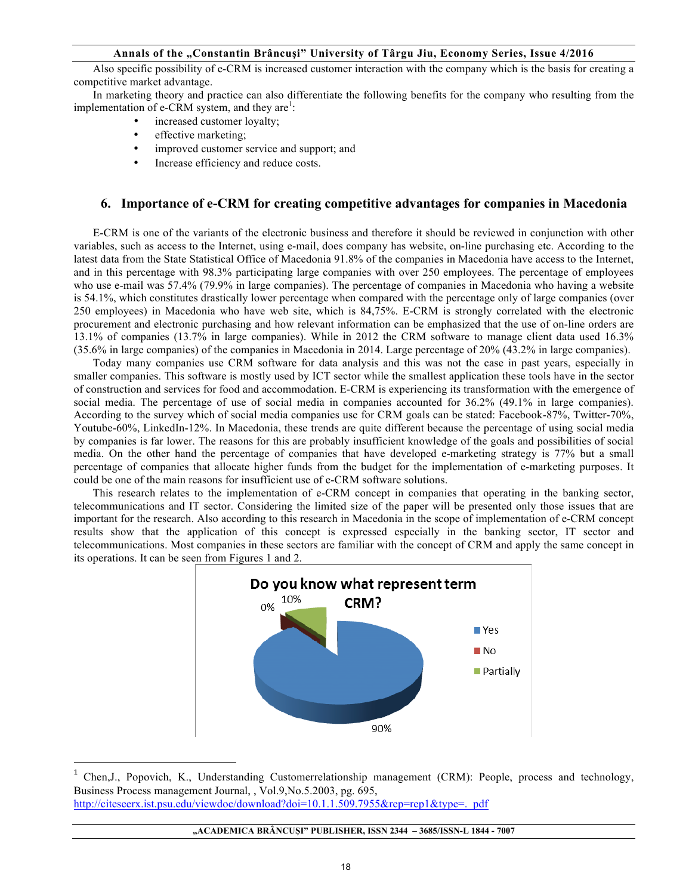Also specific possibility of e-CRM is increased customer interaction with the company which is the basis for creating a competitive market advantage.

In marketing theory and practice can also differentiate the following benefits for the company who resulting from the implementation of e-CRM system, and they are[1]:

- increased customer loyalty;
- effective marketing;
- improved customer service and support; and
- Increase efficiency and reduce costs.

## 6. Importance of e-CRM for creating competitive advantages for companies in Macedonia

E-CRM is one of the variants of the electronic business and therefore it should be reviewed in conjunction with other variables, such as access to the Internet, using e-mail, does company has website, on-line purchasing etc. According to the latest data from the State Statistical Office of Macedonia 91.8% of the companies in Macedonia have access to the Internet, and in this percentage with 98.3% participating large companies with over 250 employees. The percentage of employees who use e-mail was 57.4% (79.9% in large companies). The percentage of companies in Macedonia who having a website is 54.1%, which constitutes drastically lower percentage when compared with the percentage only of large companies (over 250 employees) in Macedonia who have web site, which is 84,75%. E-CRM is strongly correlated with the electronic procurement and electronic purchasing and how relevant information can be emphasized that the use of on-line orders are 13.1% of companies (13.7% in large companies). While in 2012 the CRM software to manage client data used 16.3% (35.6% in large companies) of the companies in Macedonia in 2014. Large percentage of 20% (43.2% in large companies).

Today many companies use CRM software for data analysis and this was not the case in past years, especially in smaller companies. This software is mostly used by ICT sector while the smallest application these tools have in the sector of construction and services for food and accommodation. E-CRM is experiencing its transformation with the emergence of social media. The percentage of use of social media in companies accounted for 36.2% (49.1% in large companies). According to the survey which of social media companies use for CRM goals can be stated: Facebook-87%, Twitter-70%, Youtube-60%, LinkedIn-12%. In Macedonia, these trends are quite different because the percentage of using social media by companies is far lower. The reasons for this are probably insufficient knowledge of the goals and possibilities of social media. On the other hand the percentage of companies that have developed e-marketing strategy is 77% but a small percentage of companies that allocate higher funds from the budget for the implementation of e-marketing purposes. It could be one of the main reasons for insufficient use of e-CRM software solutions.

This research relates to the implementation of e-CRM concept in companies that operating in the banking sector, telecommunications and IT sector. Considering the limited size of the paper will be presented only those issues that are important for the research. Also according to this research in Macedonia in the scope of implementation of e-CRM concept results show that the application of this concept is expressed especially in the banking sector, IT sector and telecommunications. Most companies in these sectors are familiar with the concept of CRM and apply the same concept in its operations. It can be seen from Figures 1 and 2.

Do you know what represent term CRM?

| Answer | Percentage |
|---|---|
| Yes | 90% |
| No | 0% |
| Partially | 10% |

[1] Chen,J., Popovich, K., Understanding Customerrelationship management (CRM): People, process and technology, Business Process management Journal, , Vol.9,No.5.2003, pg. 695, http://citeseerx.ist.psu.edu/viewdoc/download?doi=10.1.1.509.7955&rep=rep1&type=. pdf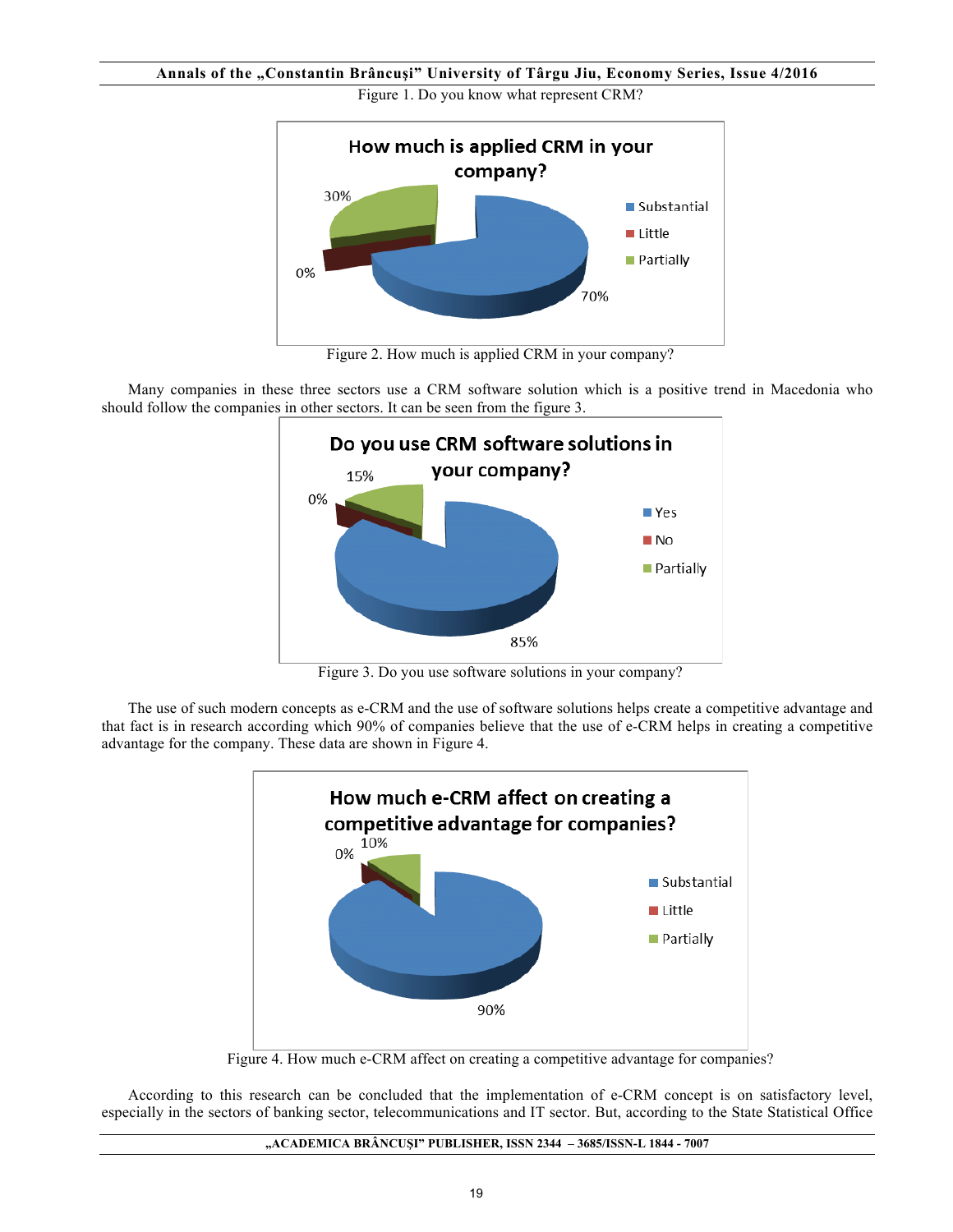Figure 1. Do you know what represent CRM?

Figure 2. How much is applied CRM in your company?

Many companies in these three sectors use a CRM software solution which is a positive trend in Macedonia who should follow the companies in other sectors. It can be seen from the figure 3.

Figure 3. Do you use software solutions in your company?

The use of such modern concepts as e-CRM and the use of software solutions helps create a competitive advantage and that fact is in research according which 90% of companies believe that the use of e-CRM helps in creating a competitive advantage for the company. These data are shown in Figure 4.

Figure 4. How much e-CRM affect on creating a competitive advantage for companies?

According to this research can be concluded that the implementation of e-CRM concept is on satisfactory level, especially in the sectors of banking sector, telecommunications and IT sector. But, according to the State Statistical Office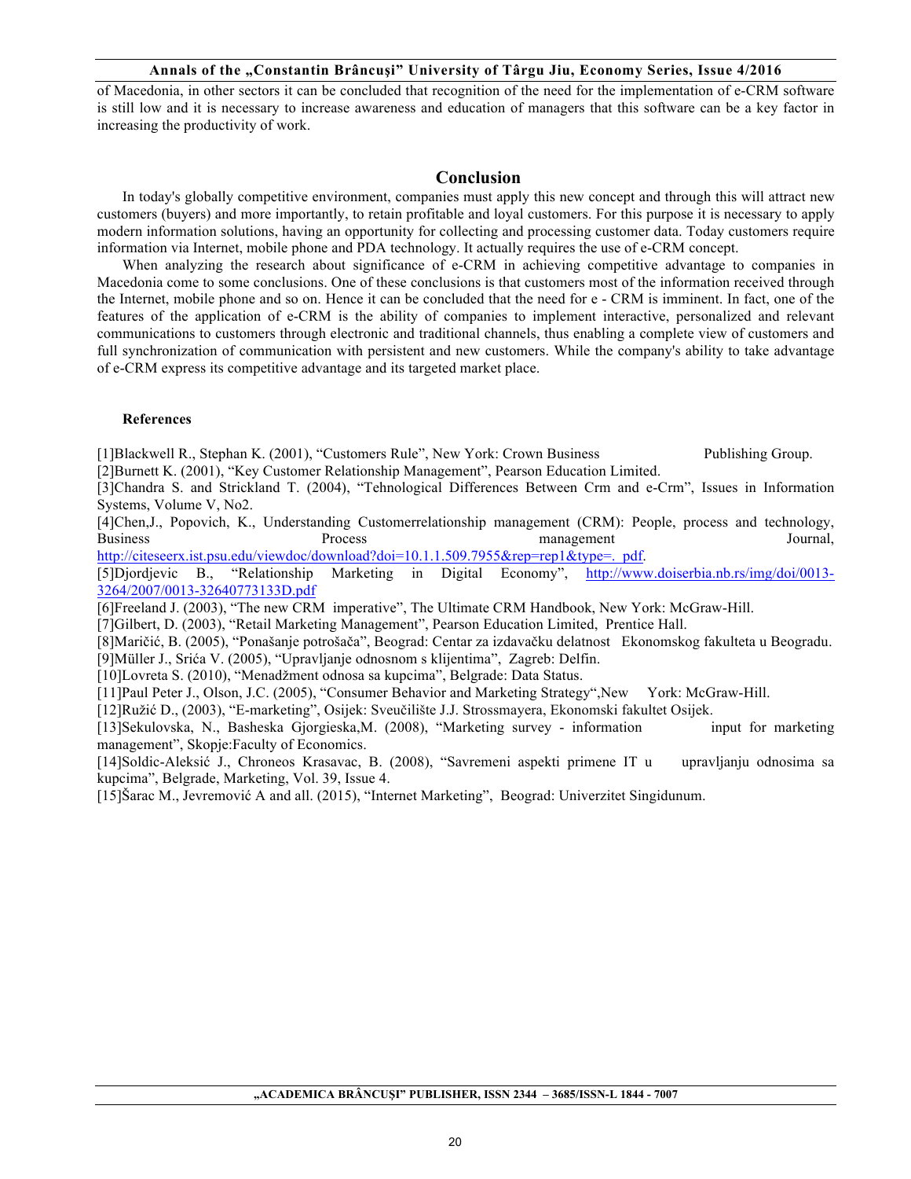of Macedonia, in other sectors it can be concluded that recognition of the need for the implementation of e-CRM software is still low and it is necessary to increase awareness and education of managers that this software can be a key factor in increasing the productivity of work.

## Conclusion

In today's globally competitive environment, companies must apply this new concept and through this will attract new customers (buyers) and more importantly, to retain profitable and loyal customers. For this purpose it is necessary to apply modern information solutions, having an opportunity for collecting and processing customer data. Today customers require information via Internet, mobile phone and PDA technology. It actually requires the use of e-CRM concept.

When analyzing the research about significance of e-CRM in achieving competitive advantage to companies in Macedonia come to some conclusions. One of these conclusions is that customers most of the information received through the Internet, mobile phone and so on. Hence it can be concluded that the need for e - CRM is imminent. In fact, one of the features of the application of e-CRM is the ability of companies to implement interactive, personalized and relevant communications to customers through electronic and traditional channels, thus enabling a complete view of customers and full synchronization of communication with persistent and new customers. While the company's ability to take advantage of e-CRM express its competitive advantage and its targeted market place.

**References**

[1]Blackwell R., Stephan K. (2001), "Customers Rule", New York: Crown Business Publishing Group.

[2]Burnett K. (2001), "Key Customer Relationship Management", Pearson Education Limited.

[3]Chandra S. and Strickland T. (2004), "Tehnological Differences Between Crm and e-Crm", Issues in Information Systems, Volume V, No2.

[4]Chen,J., Popovich, K., Understanding Customerrelationship management (CRM): People, process and technology, Business Process management Journal, http://citeseerx.ist.psu.edu/viewdoc/download?doi=10.1.1.509.7955&rep=rep1&type=. pdf.

[5]Djordjevic B., "Relationship Marketing in Digital Economy", http://www.doiserbia.nb.rs/img/doi/0013-3264/2007/0013-32640773133D.pdf

[6]Freeland J. (2003), "The new CRM imperative", The Ultimate CRM Handbook, New York: McGraw-Hill.

[7]Gilbert, D. (2003), "Retail Marketing Management", Pearson Education Limited, Prentice Hall.

[8]Maričić, B. (2005), "Ponašanje potrošača", Beograd: Centar za izdavačku delatnost Ekonomskog fakulteta u Beogradu.

[9]Müller J., Srića V. (2005), "Upravljanje odnosnom s klijentima", Zagreb: Delfin.

[10]Lovreta S. (2010), "Menadžment odnosa sa kupcima", Belgrade: Data Status.

[11]Paul Peter J., Olson, J.C. (2005), "Consumer Behavior and Marketing Strategy",New York: McGraw-Hill.

[12]Ružić D., (2003), "E-marketing", Osijek: Sveučilište J.J. Strossmayera, Ekonomski fakultet Osijek.

[13]Sekulovska, N., Basheska Gjorgieska,M. (2008), "Marketing survey - information input for marketing management", Skopje:Faculty of Economics.

[14]Soldic-Aleksić J., Chroneos Krasavac, B. (2008), "Savremeni aspekti primene IT u upravljanju odnosima sa kupcima", Belgrade, Marketing, Vol. 39, Issue 4.

[15]Šarac M., Jevremović A and all. (2015), "Internet Marketing", Beograd: Univerzitet Singidunum.